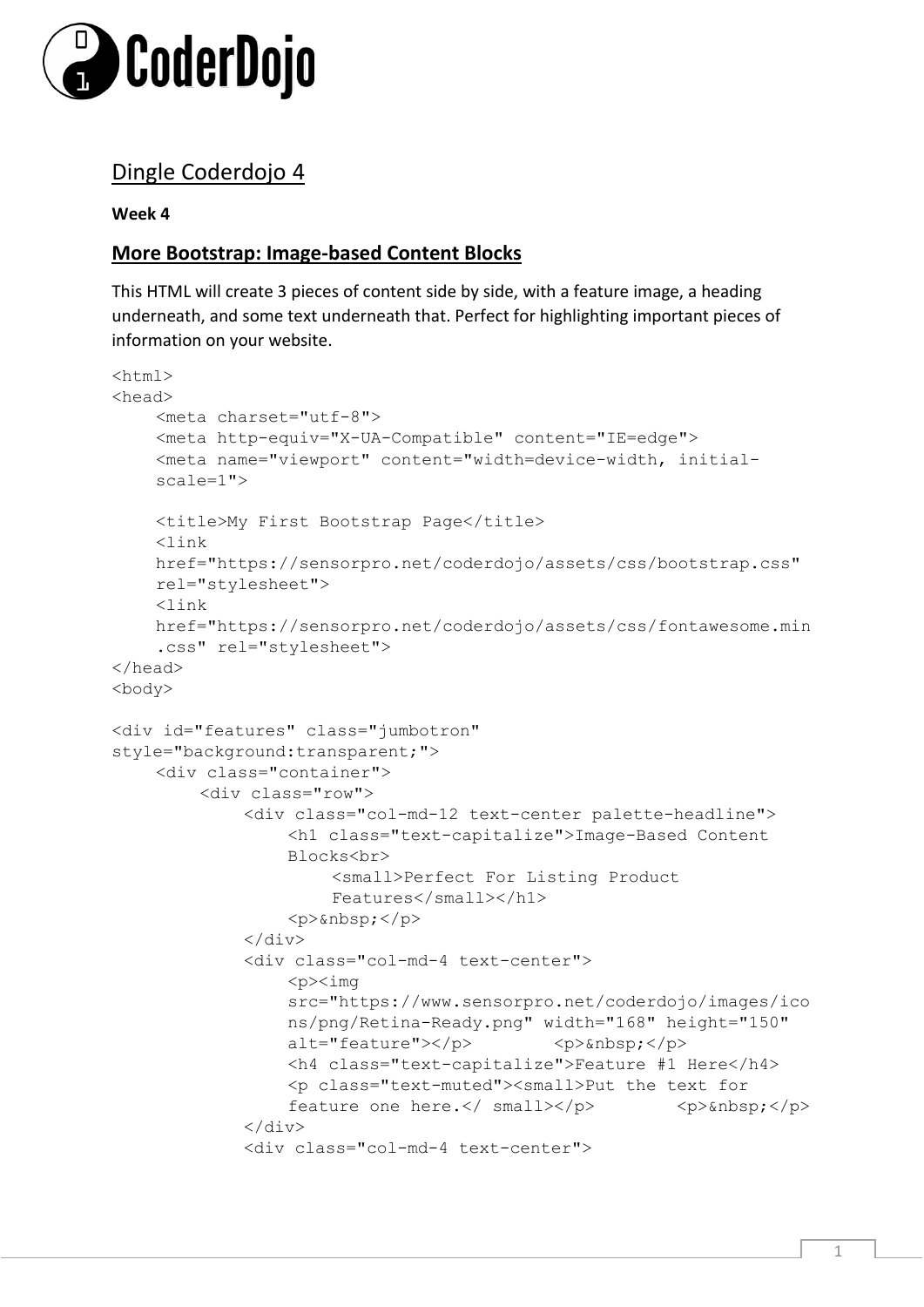CoderDojo

# Dingle Coderdojo 4

**Week 4**

## More Bootstrap: Image-based Content Blocks

This HTML will create 3 pieces of content side by side, with a feature image, a heading underneath, and some text underneath that. Perfect for highlighting important pieces of information on your website.

```
<html>
<head>
    <meta charset="utf-8">
    <meta http-equiv="X-UA-Compatible" content="IE=edge">
    <meta name="viewport" content="width=device-width, initial-
    scale=1">

    <title>My First Bootstrap Page</title>
    <link
    href="https://sensorpro.net/coderdojo/assets/css/bootstrap.css"
    rel="stylesheet">
    <link
    href="https://sensorpro.net/coderdojo/assets/css/fontawesome.min
    .css" rel="stylesheet">
</head>
<body>

<div id="features" class="jumbotron"
style="background:transparent;">
    <div class="container">
        <div class="row">
            <div class="col-md-12 text-center palette-headline">
                <h1 class="text-capitalize">Image-Based Content
                Blocks<br>
                    <small>Perfect For Listing Product
                    Features</small></h1>
                <p>&nbsp;</p>
            </div>
            <div class="col-md-4 text-center">
                <p><img
                src="https://www.sensorpro.net/coderdojo/images/ico
                ns/png/Retina-Ready.png" width="168" height="150"
                alt="feature"></p>        <p>&nbsp;</p>
                <h4 class="text-capitalize">Feature #1 Here</h4>
                <p class="text-muted"><small>Put the text for
                feature one here.</ small></p>        <p>&nbsp;</p>
            </div>
            <div class="col-md-4 text-center">
```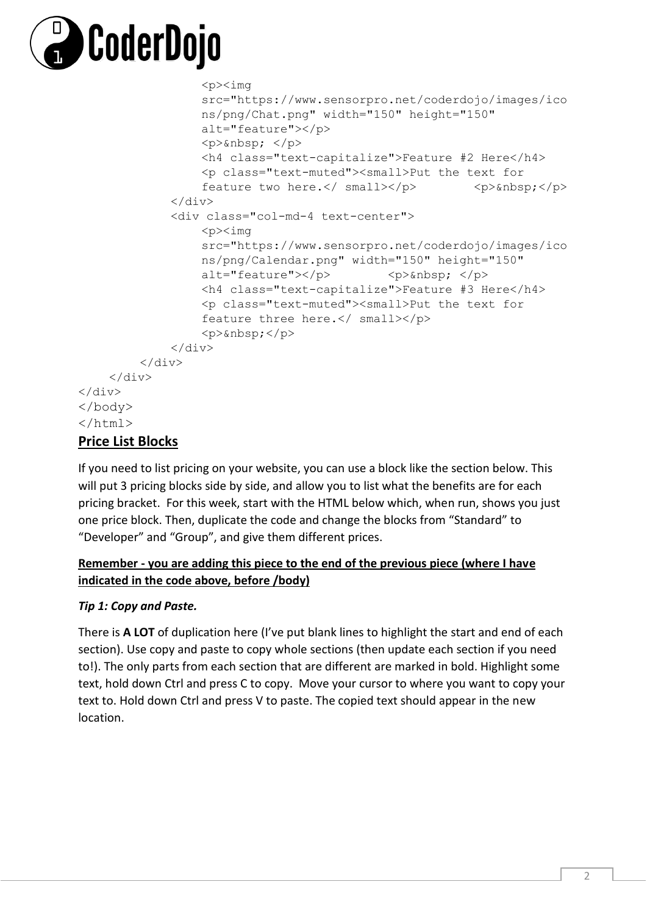```
                <p><img
                src="https://www.sensorpro.net/coderdojo/images/ico
                ns/png/Chat.png" width="150" height="150"
                alt="feature"></p>
                <p>&nbsp; </p>
                <h4 class="text-capitalize">Feature #2 Here</h4>
                <p class="text-muted"><small>Put the text for
                feature two here.</ small></p>        <p>&nbsp;</p>
            </div>
            <div class="col-md-4 text-center">
                <p><img
                src="https://www.sensorpro.net/coderdojo/images/ico
                ns/png/Calendar.png" width="150" height="150"
                alt="feature"></p>        <p>&nbsp; </p>
                <h4 class="text-capitalize">Feature #3 Here</h4>
                <p class="text-muted"><small>Put the text for
                feature three here.</ small></p>
                <p>&nbsp;</p>
            </div>
        </div>
    </div>
</div>
</body>
</html>
```

## Price List Blocks

If you need to list pricing on your website, you can use a block like the section below. This will put 3 pricing blocks side by side, and allow you to list what the benefits are for each pricing bracket. For this week, start with the HTML below which, when run, shows you just one price block. Then, duplicate the code and change the blocks from "Standard" to "Developer" and "Group", and give them different prices.

**Remember - you are adding this piece to the end of the previous piece (where I have indicated in the code above, before /body)**

***Tip 1: Copy and Paste.***

There is **A LOT** of duplication here (I've put blank lines to highlight the start and end of each section). Use copy and paste to copy whole sections (then update each section if you need to!). The only parts from each section that are different are marked in bold. Highlight some text, hold down Ctrl and press C to copy. Move your cursor to where you want to copy your text to. Hold down Ctrl and press V to paste. The copied text should appear in the new location.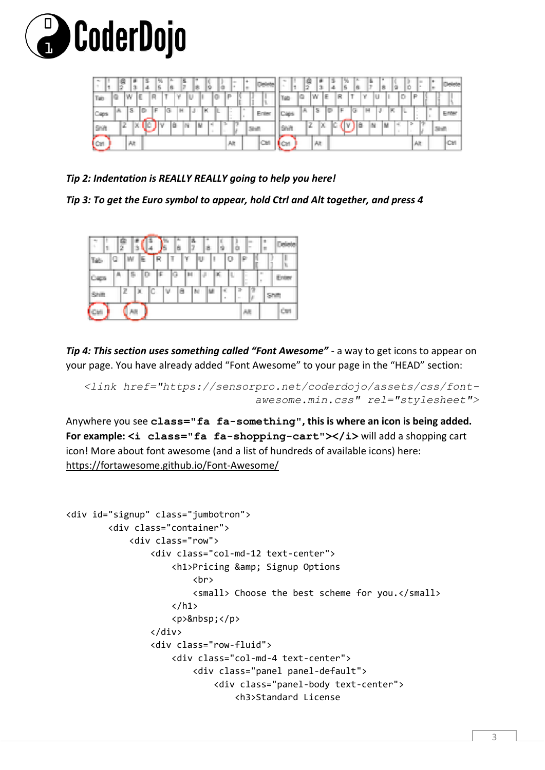*Tip 2: Indentation is REALLY REALLY going to help you here!*

*Tip 3: To get the Euro symbol to appear, hold Ctrl and Alt together, and press 4*

***Tip 4: This section uses something called "Font Awesome"*** - a way to get icons to appear on your page. You have already added "Font Awesome" to your page in the "HEAD" section:

```
<link href="https://sensorpro.net/coderdojo/assets/css/font-
                                awesome.min.css" rel="stylesheet">
```

Anywhere you see **`class="fa fa-something"`, this is where an icon is being added. For example: `<i class="fa fa-shopping-cart"></i>`** will add a shopping cart icon! More about font awesome (and a list of hundreds of available icons) here: https://fortawesome.github.io/Font-Awesome/

```
<div id="signup" class="jumbotron">
        <div class="container">
            <div class="row">
                <div class="col-md-12 text-center">
                    <h1>Pricing &amp; Signup Options
                        <br>
                        <small> Choose the best scheme for you.</small>
                    </h1>
                    <p>&nbsp;</p>
                </div>
                <div class="row-fluid">
                    <div class="col-md-4 text-center">
                        <div class="panel panel-default">
                            <div class="panel-body text-center">
                                <h3>Standard License
```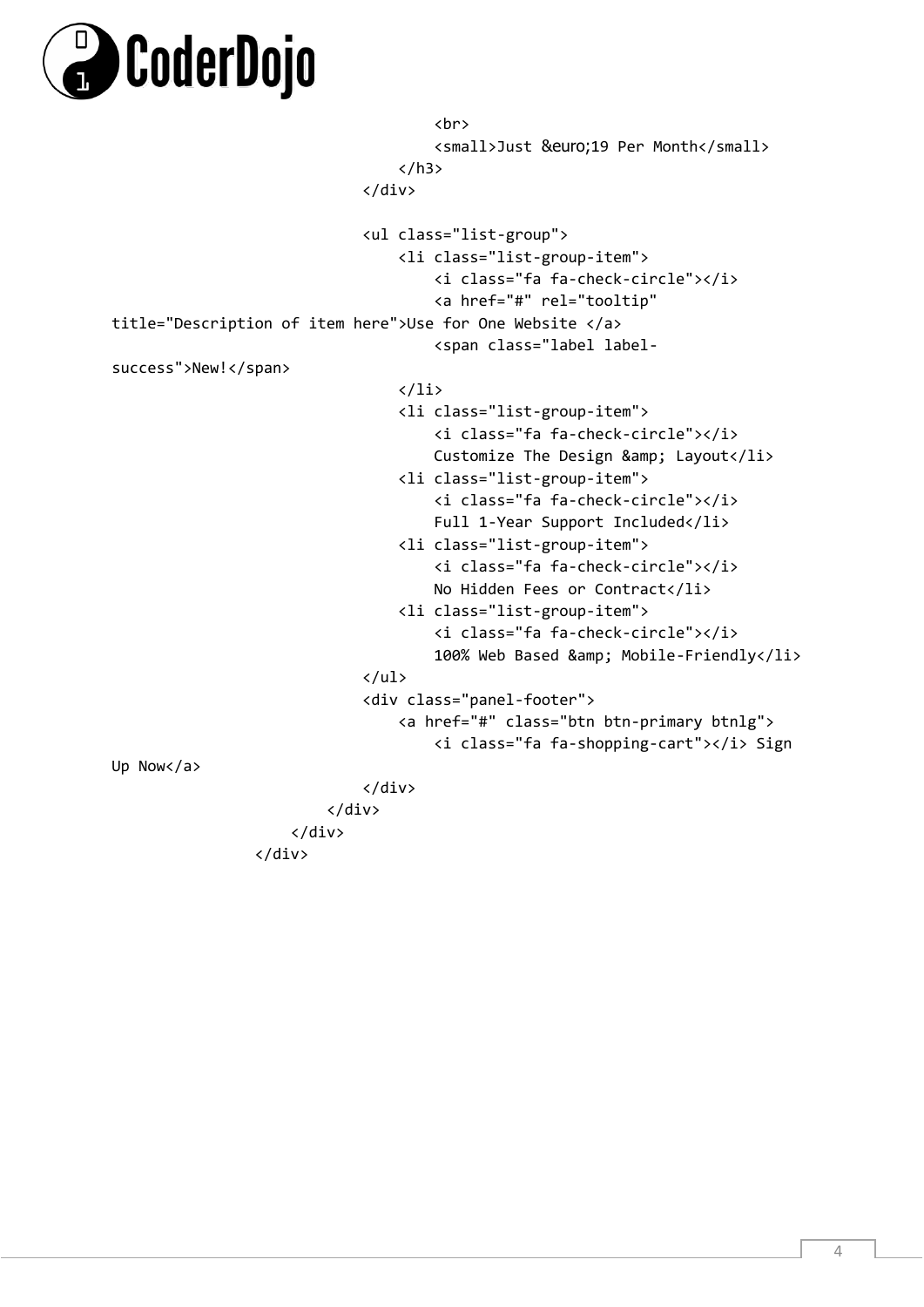```
                                        <br>
                                        <small>Just &euro;19 Per Month</small>
                                    </h3>
                                </div>

                                <ul class="list-group">
                                    <li class="list-group-item">
                                        <i class="fa fa-check-circle"></i>
                                        <a href="#" rel="tooltip" 
title="Description of item here">Use for One Website </a>
                                        <span class="label label-
success">New!</span>
                                    </li>
                                    <li class="list-group-item">
                                        <i class="fa fa-check-circle"></i>
                                        Customize The Design &amp; Layout</li>
                                    <li class="list-group-item">
                                        <i class="fa fa-check-circle"></i>
                                        Full 1-Year Support Included</li>
                                    <li class="list-group-item">
                                        <i class="fa fa-check-circle"></i>
                                        No Hidden Fees or Contract</li>
                                    <li class="list-group-item">
                                        <i class="fa fa-check-circle"></i>
                                        100% Web Based &amp; Mobile-Friendly</li>
                                </ul>
                                <div class="panel-footer">
                                    <a href="#" class="btn btn-primary btnlg">
                                        <i class="fa fa-shopping-cart"></i> Sign 
Up Now</a>
                                </div>
                            </div>
                        </div>
                    </div>
```